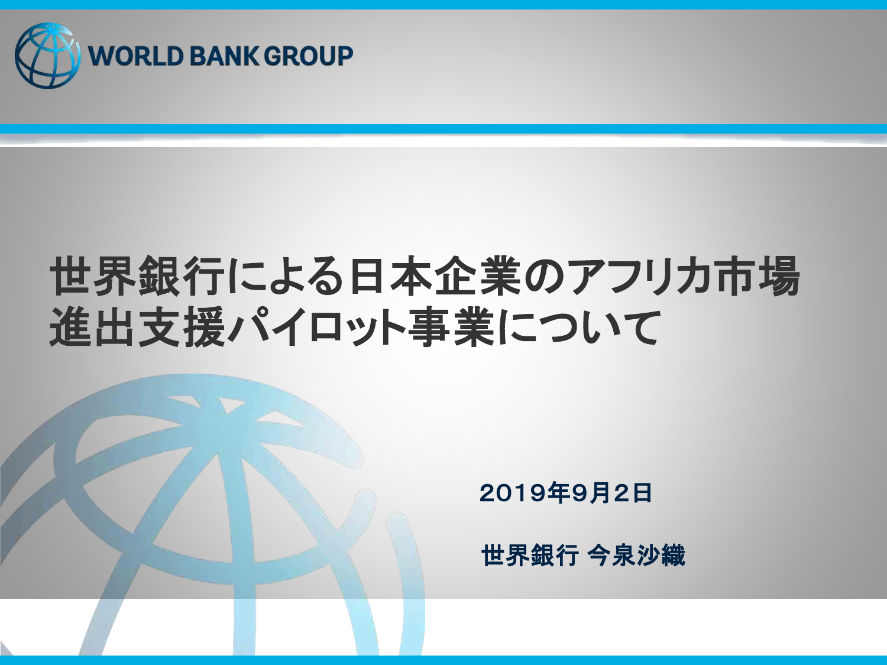WORLD BANK GROUP

# 世界銀行による日本企業のアフリカ市場進出支援パイロット事業について

2019年9月2日

世界銀行 今泉沙織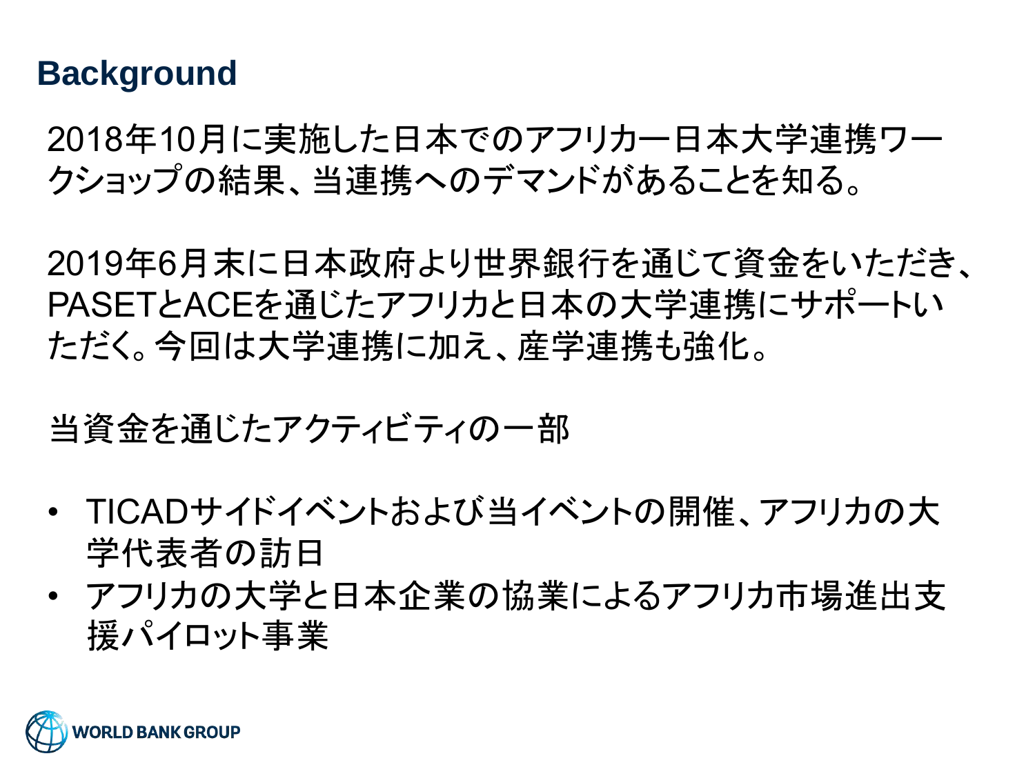# Background

2018年10月に実施した日本でのアフリカ―日本大学連携ワークショップの結果、当連携へのデマンドがあることを知る。

2019年6月末に日本政府より世界銀行を通じて資金をいただき、PASETとACEを通じたアフリカと日本の大学連携にサポートいただく。今回は大学連携に加え、産学連携も強化。

当資金を通じたアクティビティの一部

- TICADサイドイベントおよび当イベントの開催、アフリカの大学代表者の訪日
- アフリカの大学と日本企業の協業によるアフリカ市場進出支援パイロット事業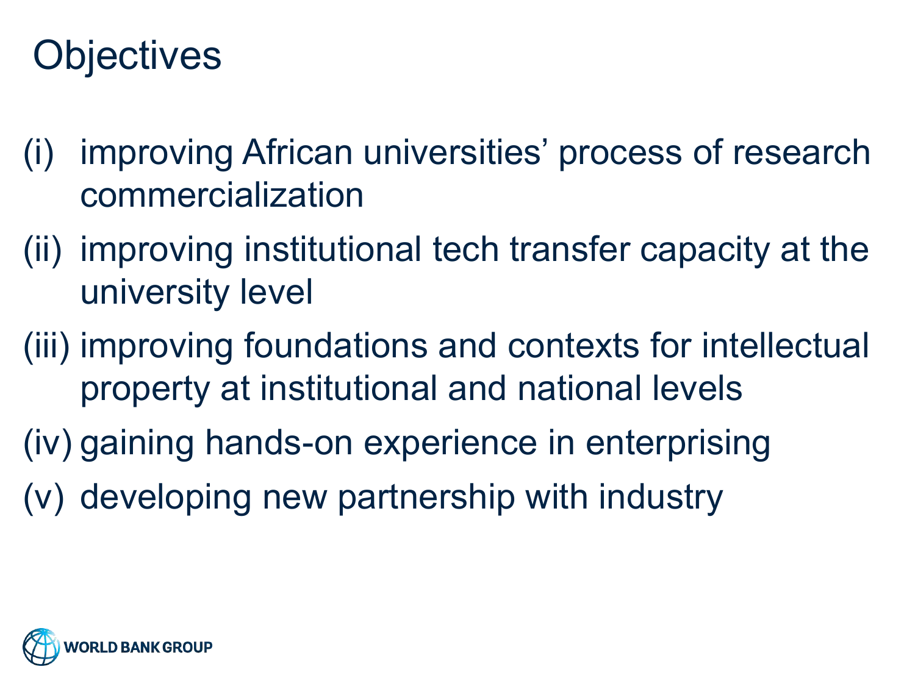# Objectives

(i) improving African universities' process of research commercialization

(ii) improving institutional tech transfer capacity at the university level

(iii) improving foundations and contexts for intellectual property at institutional and national levels

(iv) gaining hands-on experience in enterprising

(v) developing new partnership with industry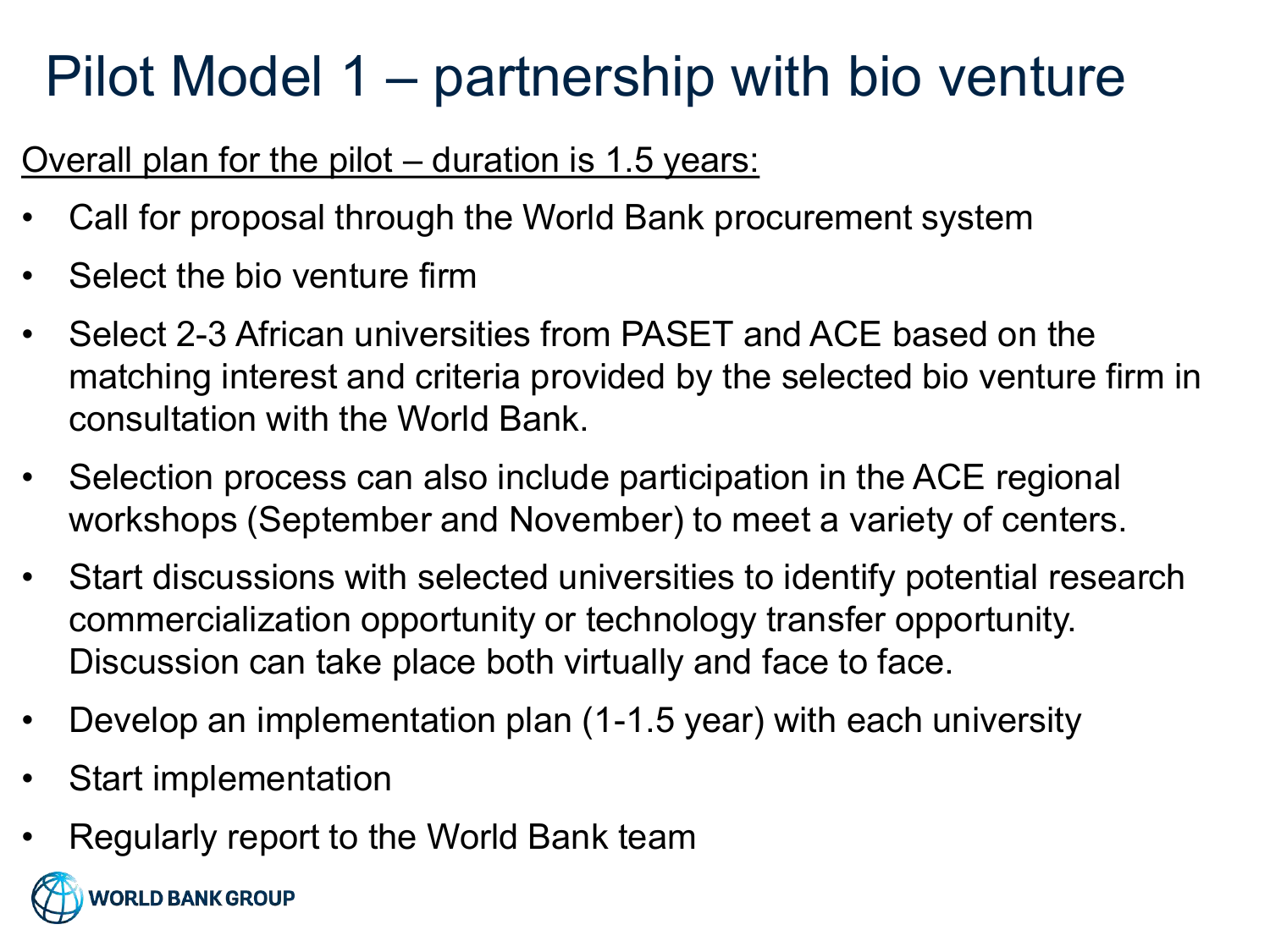# Pilot Model 1 – partnership with bio venture

<u>Overall plan for the pilot – duration is 1.5 years:</u>

- Call for proposal through the World Bank procurement system
- Select the bio venture firm
- Select 2-3 African universities from PASET and ACE based on the matching interest and criteria provided by the selected bio venture firm in consultation with the World Bank.
- Selection process can also include participation in the ACE regional workshops (September and November) to meet a variety of centers.
- Start discussions with selected universities to identify potential research commercialization opportunity or technology transfer opportunity. Discussion can take place both virtually and face to face.
- Develop an implementation plan (1-1.5 year) with each university
- Start implementation
- Regularly report to the World Bank team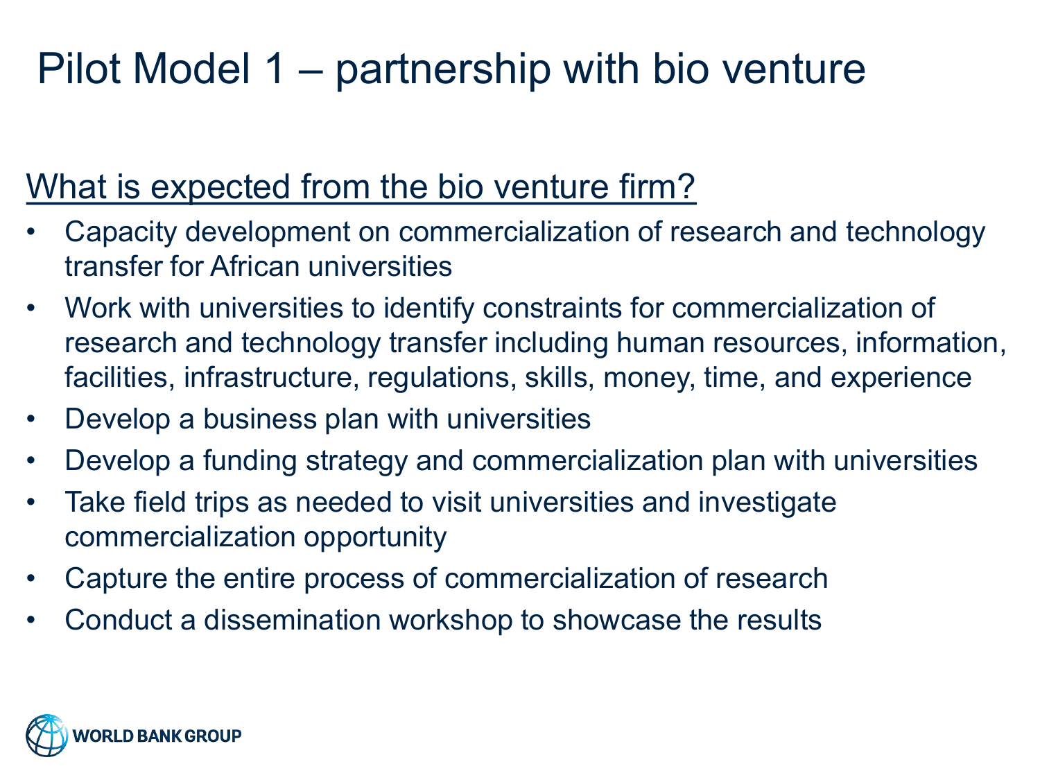# Pilot Model 1 – partnership with bio venture

## What is expected from the bio venture firm?

- Capacity development on commercialization of research and technology transfer for African universities
- Work with universities to identify constraints for commercialization of research and technology transfer including human resources, information, facilities, infrastructure, regulations, skills, money, time, and experience
- Develop a business plan with universities
- Develop a funding strategy and commercialization plan with universities
- Take field trips as needed to visit universities and investigate commercialization opportunity
- Capture the entire process of commercialization of research
- Conduct a dissemination workshop to showcase the results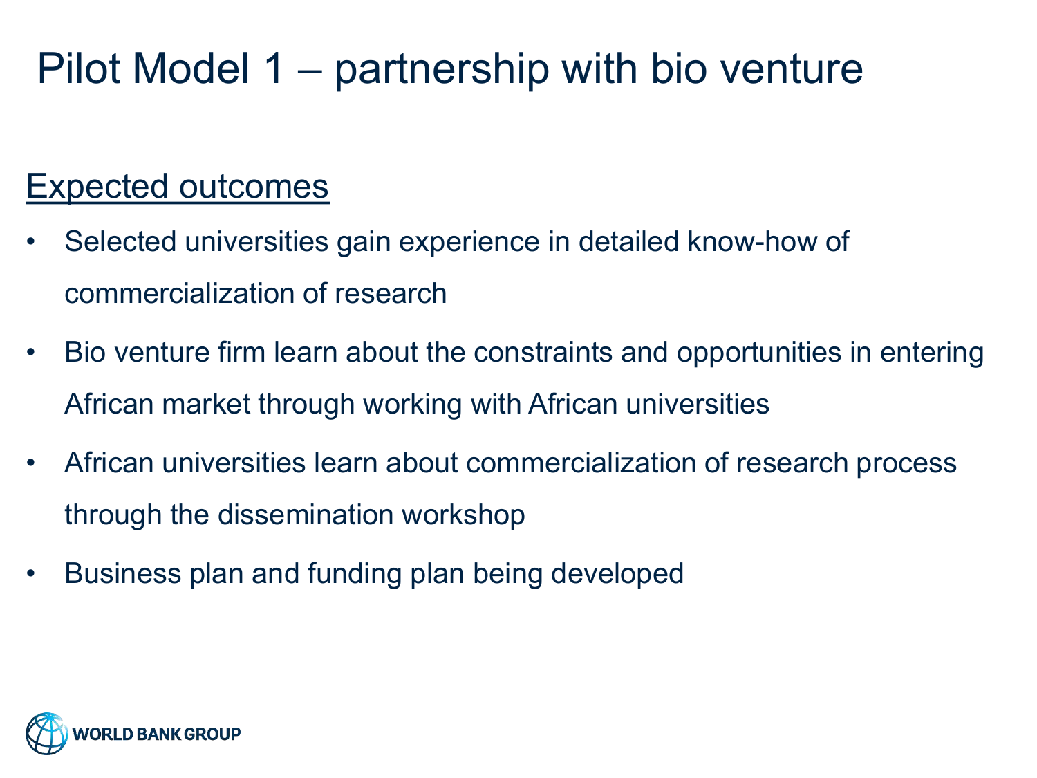# Pilot Model 1 – partnership with bio venture

## Expected outcomes

- Selected universities gain experience in detailed know-how of commercialization of research
- Bio venture firm learn about the constraints and opportunities in entering African market through working with African universities
- African universities learn about commercialization of research process through the dissemination workshop
- Business plan and funding plan being developed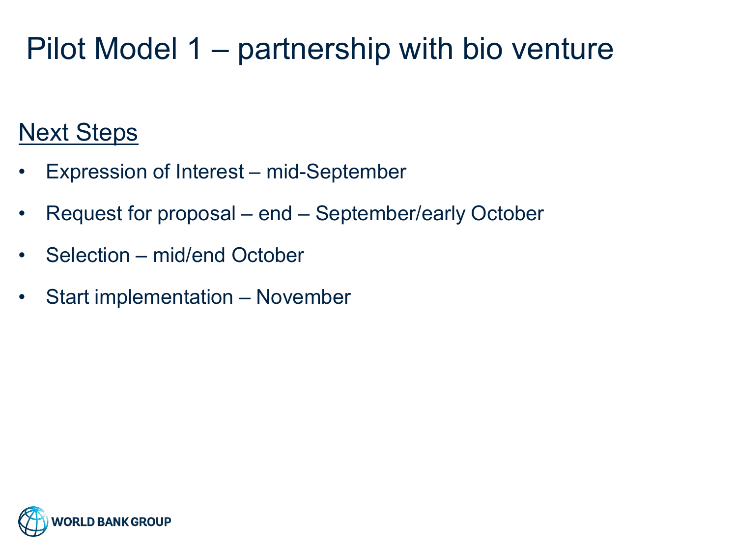# Pilot Model 1 – partnership with bio venture

## Next Steps

- Expression of Interest – mid-September
- Request for proposal – end – September/early October
- Selection – mid/end October
- Start implementation – November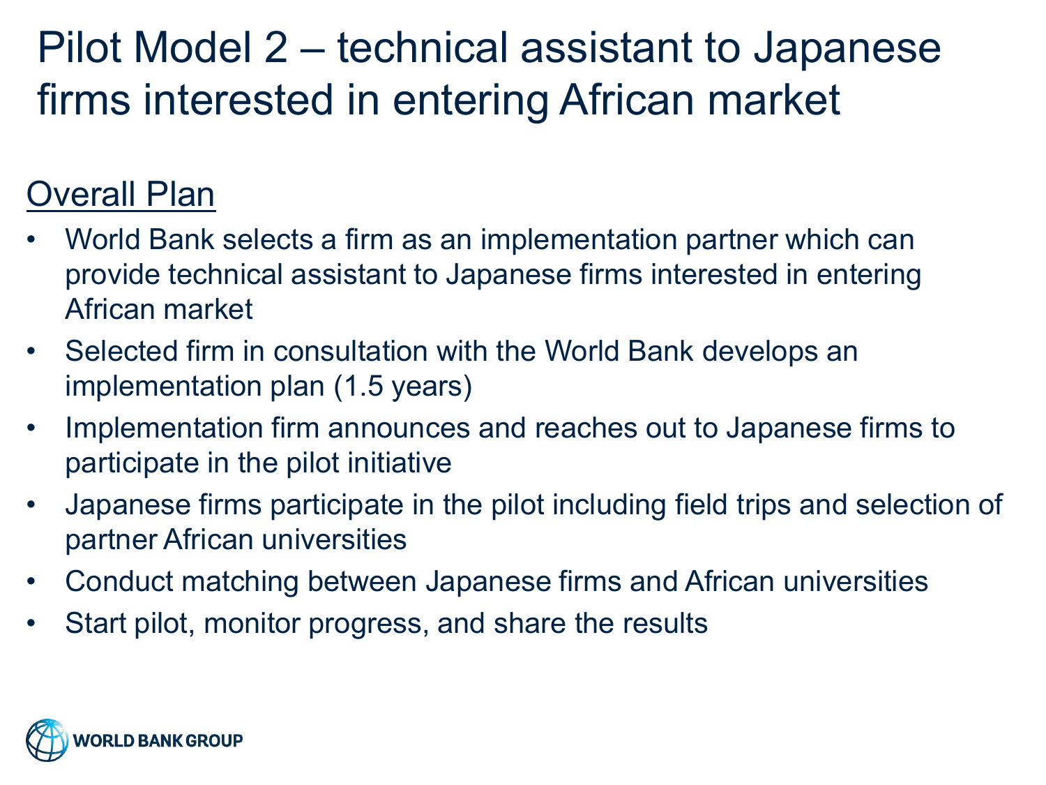# Pilot Model 2 – technical assistant to Japanese firms interested in entering African market

## Overall Plan

- World Bank selects a firm as an implementation partner which can provide technical assistant to Japanese firms interested in entering African market
- Selected firm in consultation with the World Bank develops an implementation plan (1.5 years)
- Implementation firm announces and reaches out to Japanese firms to participate in the pilot initiative
- Japanese firms participate in the pilot including field trips and selection of partner African universities
- Conduct matching between Japanese firms and African universities
- Start pilot, monitor progress, and share the results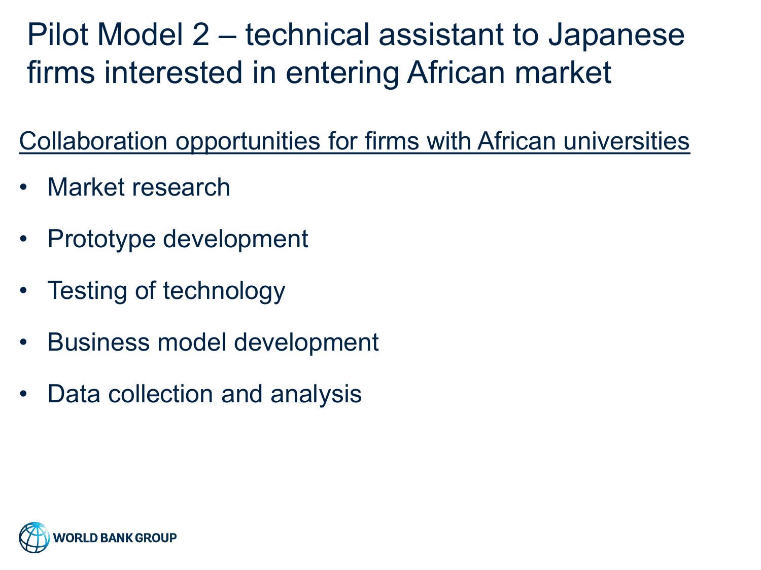# Pilot Model 2 – technical assistant to Japanese firms interested in entering African market

Collaboration opportunities for firms with African universities

- Market research
- Prototype development
- Testing of technology
- Business model development
- Data collection and analysis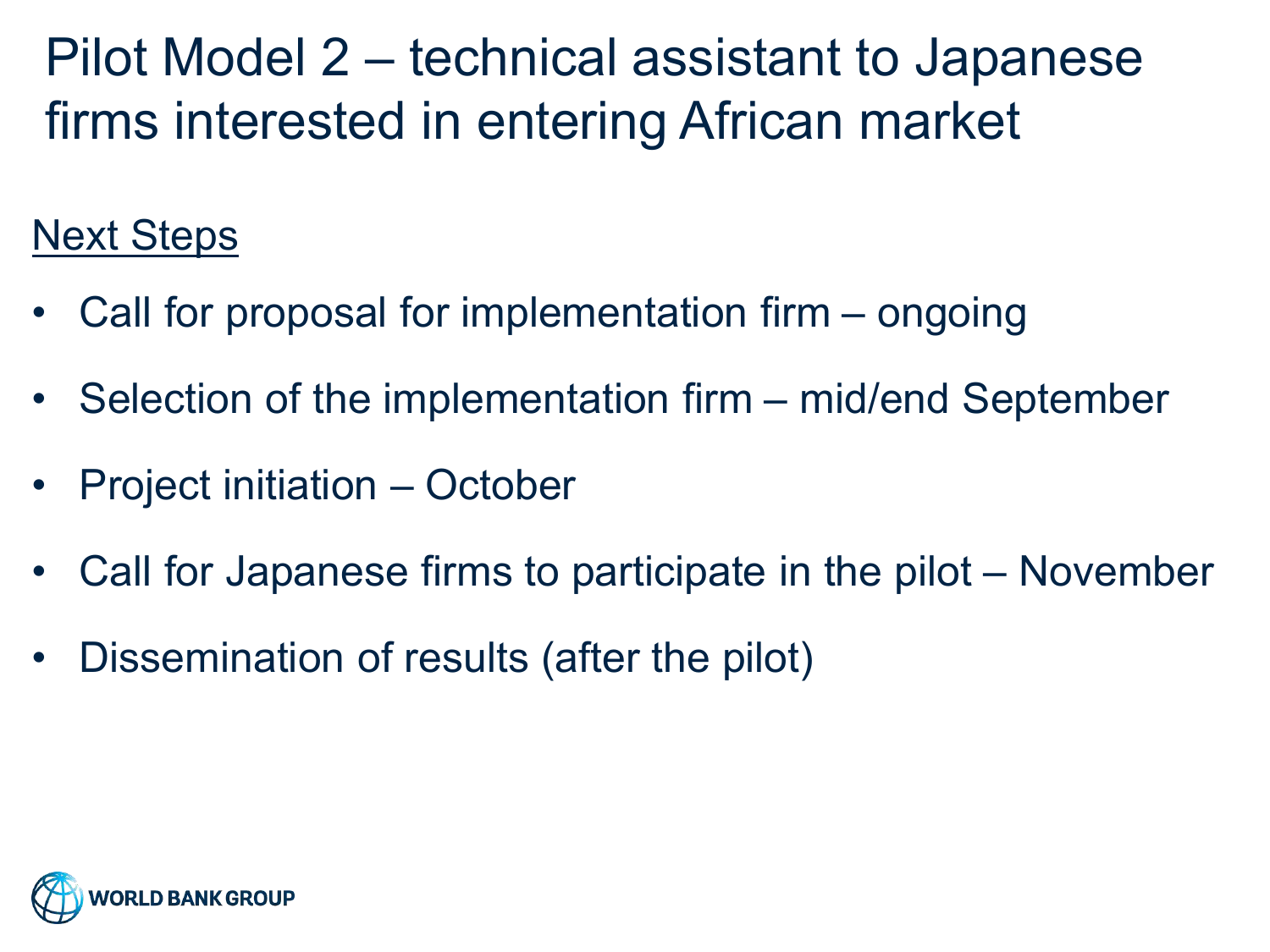# Pilot Model 2 – technical assistant to Japanese firms interested in entering African market

## Next Steps

- Call for proposal for implementation firm – ongoing
- Selection of the implementation firm – mid/end September
- Project initiation – October
- Call for Japanese firms to participate in the pilot – November
- Dissemination of results (after the pilot)

WORLD BANK GROUP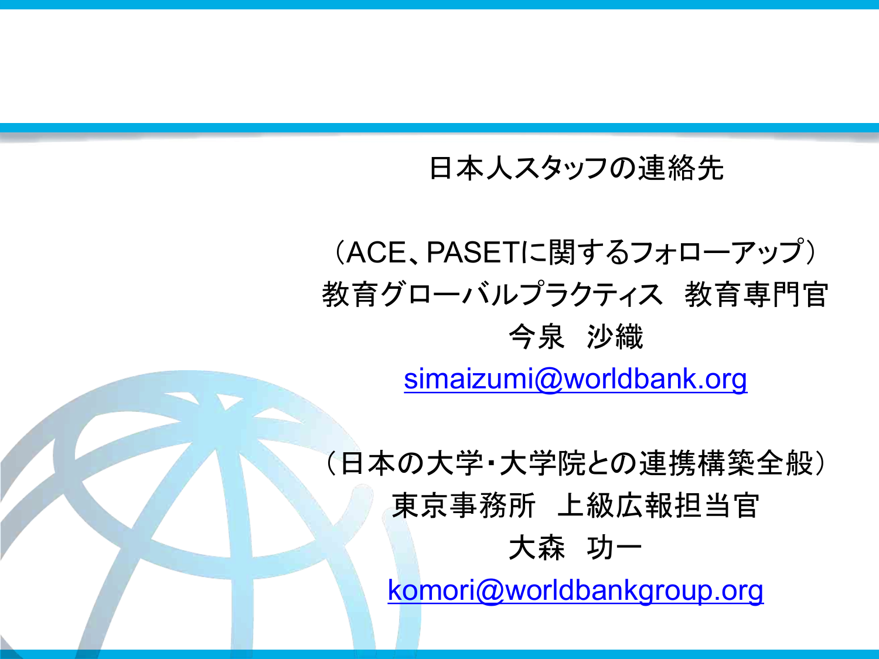# 日本人スタッフの連絡先

（ACE、PASETに関するフォローアップ）
教育グローバルプラクティス　教育専門官
今泉　沙織
simaizumi@worldbank.org

（日本の大学・大学院との連携構築全般）
東京事務所　上級広報担当官
大森　功一
komori@worldbankgroup.org